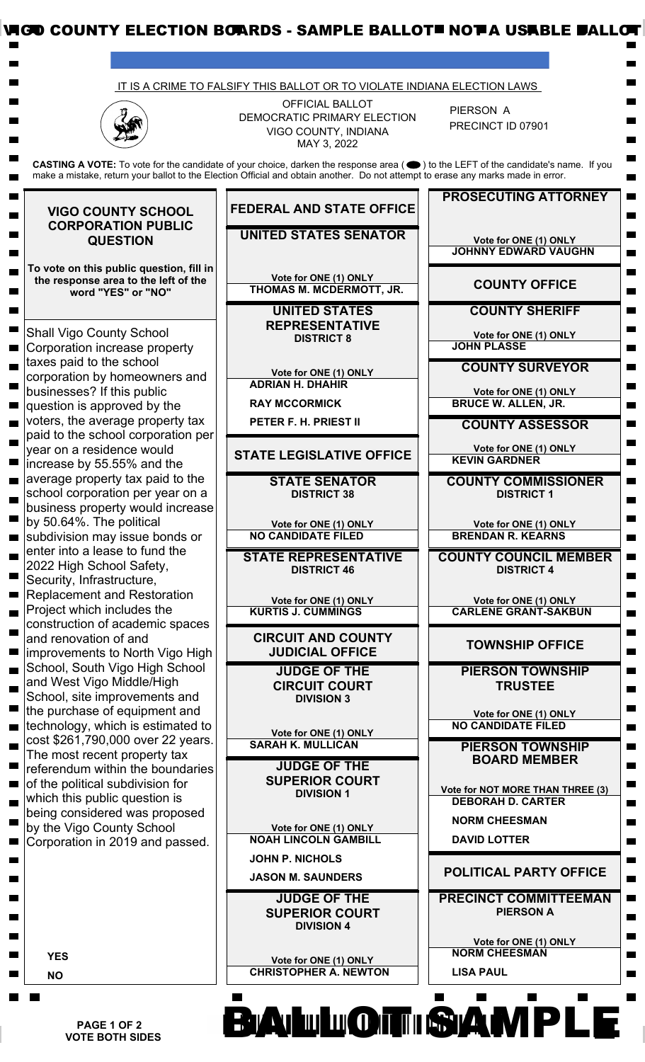# VIGO COUNTY ELECTION BOARDS - SAMPLE BALLOT NOT A USABLE BALLOT

IT IS A CRIME TO FALSIFY THIS BALLOT OR TO VIOLATE INDIANA ELECTION LAWS

OFFICIAL BALLOT
DEMOCRATIC PRIMARY ELECTION
VIGO COUNTY, INDIANA
MAY 3, 2022

PIERSON A
PRECINCT ID 07901

**CASTING A VOTE:** To vote for the candidate of your choice, darken the response area ( ⬬ ) to the LEFT of the candidate's name. If you make a mistake, return your ballot to the Election Official and obtain another. Do not attempt to erase any marks made in error.

## VIGO COUNTY SCHOOL CORPORATION PUBLIC QUESTION

**To vote on this public question, fill in the response area to the left of the word "YES" or "NO"**

Shall Vigo County School Corporation increase property taxes paid to the school corporation by homeowners and businesses? If this public question is approved by the voters, the average property tax paid to the school corporation per year on a residence would increase by 55.55% and the average property tax paid to the school corporation per year on a business property would increase by 50.64%. The political subdivision may issue bonds or enter into a lease to fund the 2022 High School Safety, Security, Infrastructure, Replacement and Restoration Project which includes the construction of academic spaces and renovation of and improvements to North Vigo High School, South Vigo High School and West Vigo Middle/High School, site improvements and the purchase of equipment and technology, which is estimated to cost $261,790,000 over 22 years. The most recent property tax referendum within the boundaries of the political subdivision for which this public question is being considered was proposed by the Vigo County School Corporation in 2019 and passed.

- YES
- NO

## FEDERAL AND STATE OFFICE

### UNITED STATES SENATOR

Vote for ONE (1) ONLY

- THOMAS M. MCDERMOTT, JR.

### UNITED STATES REPRESENTATIVE
**DISTRICT 8**

Vote for ONE (1) ONLY

- ADRIAN H. DHAHIR
- RAY MCCORMICK
- PETER F. H. PRIEST II

## STATE LEGISLATIVE OFFICE

### STATE SENATOR
**DISTRICT 38**

Vote for ONE (1) ONLY

- NO CANDIDATE FILED

### STATE REPRESENTATIVE
**DISTRICT 46**

Vote for ONE (1) ONLY

- KURTIS J. CUMMINGS

## CIRCUIT AND COUNTY JUDICIAL OFFICE

### JUDGE OF THE CIRCUIT COURT
**DIVISION 3**

Vote for ONE (1) ONLY

- SARAH K. MULLICAN

### JUDGE OF THE SUPERIOR COURT
**DIVISION 1**

Vote for ONE (1) ONLY

- NOAH LINCOLN GAMBILL
- JOHN P. NICHOLS
- JASON M. SAUNDERS

### JUDGE OF THE SUPERIOR COURT
**DIVISION 4**

Vote for ONE (1) ONLY

- CHRISTOPHER A. NEWTON

### PROSECUTING ATTORNEY

Vote for ONE (1) ONLY

- JOHNNY EDWARD VAUGHN

## COUNTY OFFICE

### COUNTY SHERIFF

Vote for ONE (1) ONLY

- JOHN PLASSE

### COUNTY SURVEYOR

Vote for ONE (1) ONLY

- BRUCE W. ALLEN, JR.

### COUNTY ASSESSOR

Vote for ONE (1) ONLY

- KEVIN GARDNER

### COUNTY COMMISSIONER
**DISTRICT 1**

Vote for ONE (1) ONLY

- BRENDAN R. KEARNS

### COUNTY COUNCIL MEMBER
**DISTRICT 4**

Vote for ONE (1) ONLY

- CARLENE GRANT-SAKBUN

## TOWNSHIP OFFICE

### PIERSON TOWNSHIP TRUSTEE

Vote for ONE (1) ONLY

- NO CANDIDATE FILED

### PIERSON TOWNSHIP BOARD MEMBER

Vote for NOT MORE THAN THREE (3)

- DEBORAH D. CARTER
- NORM CHEESMAN
- DAVID LOTTER

## POLITICAL PARTY OFFICE

### PRECINCT COMMITTEEMAN
**PIERSON A**

Vote for ONE (1) ONLY

- NORM CHEESMAN
- LISA PAUL

**VOTE BOTH SIDES**

BALLOT SAMPLE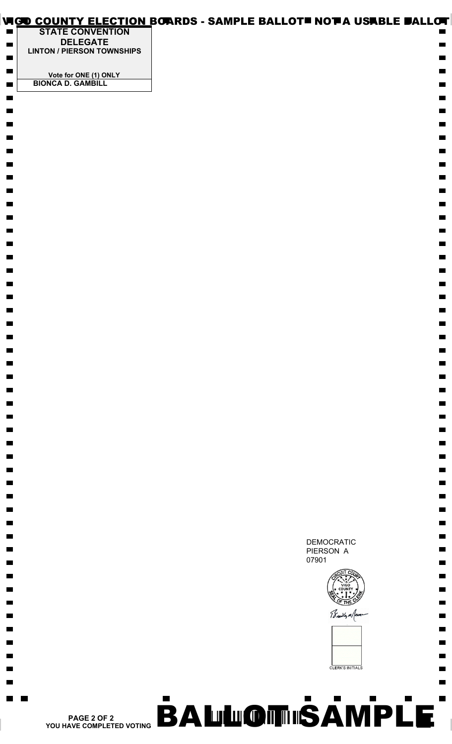VIGO COUNTY ELECTION BOARDS - SAMPLE BALLOT NOT A USABLE BALLOT

**STATE CONVENTION DELEGATE**
**LINTON / PIERSON TOWNSHIPS**

**Vote for ONE (1) ONLY**

**BIONCA D. GAMBILL**

DEMOCRATIC
PIERSON A
07901

CIRCUIT COURT VIGO COUNTY SEAL OF THE CLERK

CLERK'S INITIALS

**YOU HAVE COMPLETED VOTING**

BALLOT SAMPLE